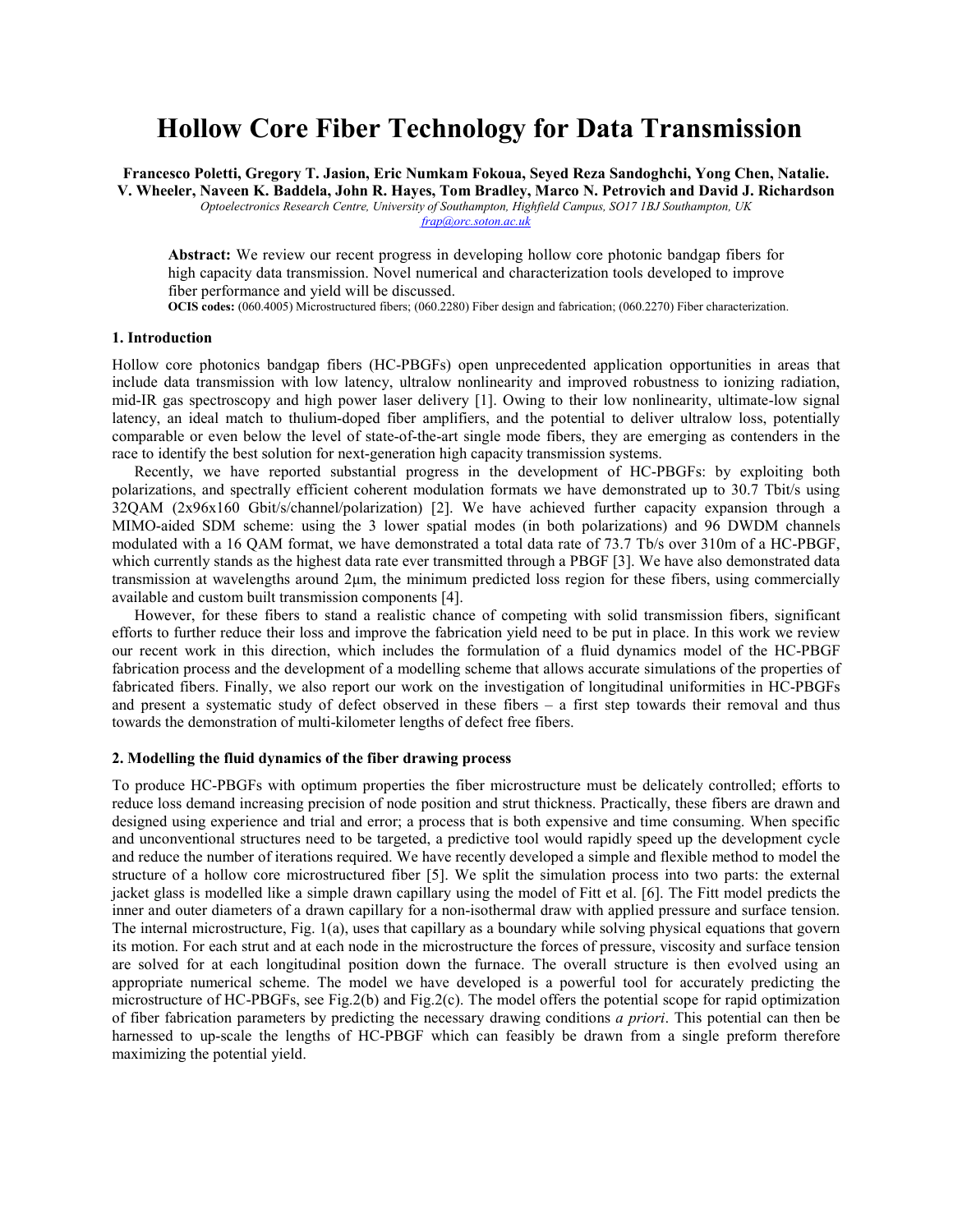# Hollow Core Fiber Technology for Data Transmission

**Francesco Poletti, Gregory T. Jasion, Eric Numkam Fokoua, Seyed Reza Sandoghchi, Yong Chen, Natalie. V. Wheeler, Naveen K. Baddela, John R. Hayes, Tom Bradley, Marco N. Petrovich and David J. Richardson**

*Optoelectronics Research Centre, University of Southampton, Highfield Campus, SO17 1BJ Southampton, UK*
*frap@orc.soton.ac.uk*

**Abstract:** We review our recent progress in developing hollow core photonic bandgap fibers for high capacity data transmission. Novel numerical and characterization tools developed to improve fiber performance and yield will be discussed.

**OCIS codes:** (060.4005) Microstructured fibers; (060.2280) Fiber design and fabrication; (060.2270) Fiber characterization.

## 1. Introduction

Hollow core photonics bandgap fibers (HC-PBGFs) open unprecedented application opportunities in areas that include data transmission with low latency, ultralow nonlinearity and improved robustness to ionizing radiation, mid-IR gas spectroscopy and high power laser delivery [1]. Owing to their low nonlinearity, ultimate-low signal latency, an ideal match to thulium-doped fiber amplifiers, and the potential to deliver ultralow loss, potentially comparable or even below the level of state-of-the-art single mode fibers, they are emerging as contenders in the race to identify the best solution for next-generation high capacity transmission systems.

Recently, we have reported substantial progress in the development of HC-PBGFs: by exploiting both polarizations, and spectrally efficient coherent modulation formats we have demonstrated up to 30.7 Tbit/s using 32QAM (2x96x160 Gbit/s/channel/polarization) [2]. We have achieved further capacity expansion through a MIMO-aided SDM scheme: using the 3 lower spatial modes (in both polarizations) and 96 DWDM channels modulated with a 16 QAM format, we have demonstrated a total data rate of 73.7 Tb/s over 310m of a HC-PBGF, which currently stands as the highest data rate ever transmitted through a PBGF [3]. We have also demonstrated data transmission at wavelengths around 2μm, the minimum predicted loss region for these fibers, using commercially available and custom built transmission components [4].

However, for these fibers to stand a realistic chance of competing with solid transmission fibers, significant efforts to further reduce their loss and improve the fabrication yield need to be put in place. In this work we review our recent work in this direction, which includes the formulation of a fluid dynamics model of the HC-PBGF fabrication process and the development of a modelling scheme that allows accurate simulations of the properties of fabricated fibers. Finally, we also report our work on the investigation of longitudinal uniformities in HC-PBGFs and present a systematic study of defect observed in these fibers – a first step towards their removal and thus towards the demonstration of multi-kilometer lengths of defect free fibers.

## 2. Modelling the fluid dynamics of the fiber drawing process

To produce HC-PBGFs with optimum properties the fiber microstructure must be delicately controlled; efforts to reduce loss demand increasing precision of node position and strut thickness. Practically, these fibers are drawn and designed using experience and trial and error; a process that is both expensive and time consuming. When specific and unconventional structures need to be targeted, a predictive tool would rapidly speed up the development cycle and reduce the number of iterations required. We have recently developed a simple and flexible method to model the structure of a hollow core microstructured fiber [5]. We split the simulation process into two parts: the external jacket glass is modelled like a simple drawn capillary using the model of Fitt et al. [6]. The Fitt model predicts the inner and outer diameters of a drawn capillary for a non-isothermal draw with applied pressure and surface tension. The internal microstructure, Fig. 1(a), uses that capillary as a boundary while solving physical equations that govern its motion. For each strut and at each node in the microstructure the forces of pressure, viscosity and surface tension are solved for at each longitudinal position down the furnace. The overall structure is then evolved using an appropriate numerical scheme. The model we have developed is a powerful tool for accurately predicting the microstructure of HC-PBGFs, see Fig.2(b) and Fig.2(c). The model offers the potential scope for rapid optimization of fiber fabrication parameters by predicting the necessary drawing conditions *a priori*. This potential can then be harnessed to up-scale the lengths of HC-PBGF which can feasibly be drawn from a single preform therefore maximizing the potential yield.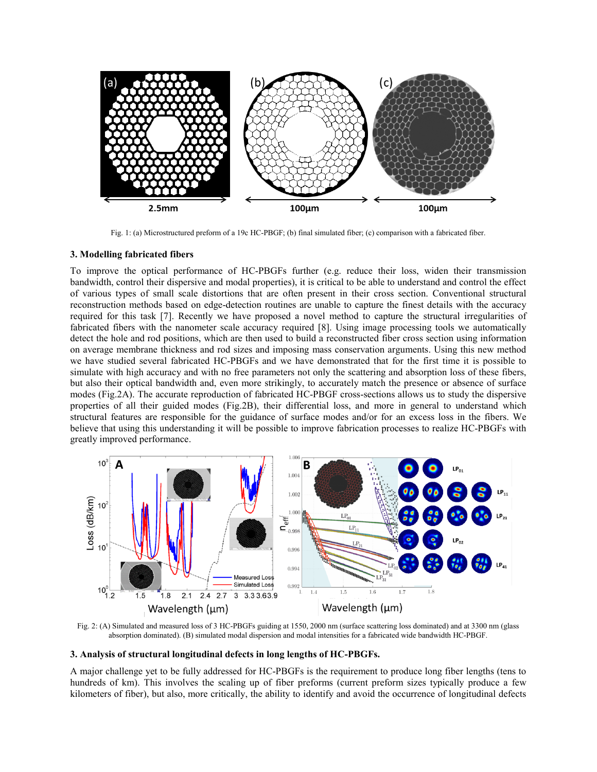Fig. 1: (a) Microstructured preform of a 19c HC-PBGF; (b) final simulated fiber; (c) comparison with a fabricated fiber.

### 3. Modelling fabricated fibers

To improve the optical performance of HC-PBGFs further (e.g. reduce their loss, widen their transmission bandwidth, control their dispersive and modal properties), it is critical to be able to understand and control the effect of various types of small scale distortions that are often present in their cross section. Conventional structural reconstruction methods based on edge-detection routines are unable to capture the finest details with the accuracy required for this task [7]. Recently we have proposed a novel method to capture the structural irregularities of fabricated fibers with the nanometer scale accuracy required [8]. Using image processing tools we automatically detect the hole and rod positions, which are then used to build a reconstructed fiber cross section using information on average membrane thickness and rod sizes and imposing mass conservation arguments. Using this new method we have studied several fabricated HC-PBGFs and we have demonstrated that for the first time it is possible to simulate with high accuracy and with no free parameters not only the scattering and absorption loss of these fibers, but also their optical bandwidth and, even more strikingly, to accurately match the presence or absence of surface modes (Fig.2A). The accurate reproduction of fabricated HC-PBGF cross-sections allows us to study the dispersive properties of all their guided modes (Fig.2B), their differential loss, and more in general to understand which structural features are responsible for the guidance of surface modes and/or for an excess loss in the fibers. We believe that using this understanding it will be possible to improve fabrication processes to realize HC-PBGFs with greatly improved performance.

Fig. 2: (A) Simulated and measured loss of 3 HC-PBGFs guiding at 1550, 2000 nm (surface scattering loss dominated) and at 3300 nm (glass absorption dominated). (B) simulated modal dispersion and modal intensities for a fabricated wide bandwidth HC-PBGF.

### 3. Analysis of structural longitudinal defects in long lengths of HC-PBGFs.

A major challenge yet to be fully addressed for HC-PBGFs is the requirement to produce long fiber lengths (tens to hundreds of km). This involves the scaling up of fiber preforms (current preform sizes typically produce a few kilometers of fiber), but also, more critically, the ability to identify and avoid the occurrence of longitudinal defects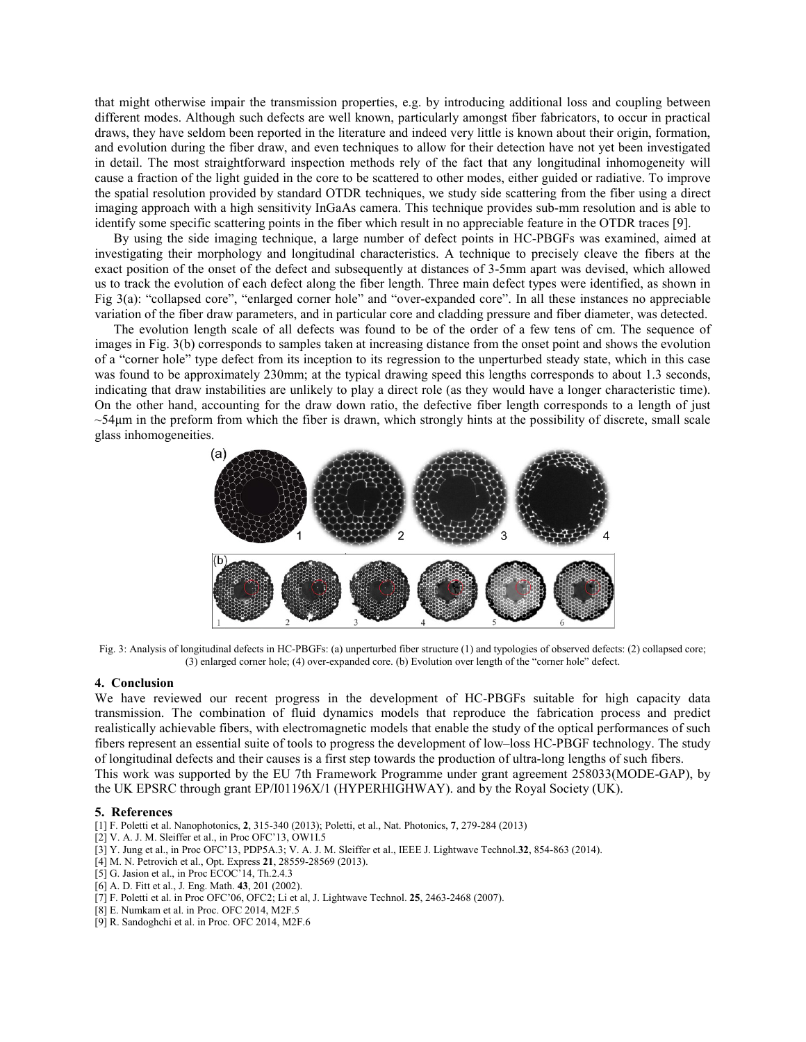that might otherwise impair the transmission properties, e.g. by introducing additional loss and coupling between different modes. Although such defects are well known, particularly amongst fiber fabricators, to occur in practical draws, they have seldom been reported in the literature and indeed very little is known about their origin, formation, and evolution during the fiber draw, and even techniques to allow for their detection have not yet been investigated in detail. The most straightforward inspection methods rely of the fact that any longitudinal inhomogeneity will cause a fraction of the light guided in the core to be scattered to other modes, either guided or radiative. To improve the spatial resolution provided by standard OTDR techniques, we study side scattering from the fiber using a direct imaging approach with a high sensitivity InGaAs camera. This technique provides sub-mm resolution and is able to identify some specific scattering points in the fiber which result in no appreciable feature in the OTDR traces [9].

By using the side imaging technique, a large number of defect points in HC-PBGFs was examined, aimed at investigating their morphology and longitudinal characteristics. A technique to precisely cleave the fibers at the exact position of the onset of the defect and subsequently at distances of 3-5mm apart was devised, which allowed us to track the evolution of each defect along the fiber length. Three main defect types were identified, as shown in Fig 3(a): "collapsed core", "enlarged corner hole" and "over-expanded core". In all these instances no appreciable variation of the fiber draw parameters, and in particular core and cladding pressure and fiber diameter, was detected.

The evolution length scale of all defects was found to be of the order of a few tens of cm. The sequence of images in Fig. 3(b) corresponds to samples taken at increasing distance from the onset point and shows the evolution of a "corner hole" type defect from its inception to its regression to the unperturbed steady state, which in this case was found to be approximately 230mm; at the typical drawing speed this lengths corresponds to about 1.3 seconds, indicating that draw instabilities are unlikely to play a direct role (as they would have a longer characteristic time). On the other hand, accounting for the draw down ratio, the defective fiber length corresponds to a length of just ~54μm in the preform from which the fiber is drawn, which strongly hints at the possibility of discrete, small scale glass inhomogeneities.

Fig. 3: Analysis of longitudinal defects in HC-PBGFs: (a) unperturbed fiber structure (1) and typologies of observed defects: (2) collapsed core; (3) enlarged corner hole; (4) over-expanded core. (b) Evolution over length of the "corner hole" defect.

## 4. Conclusion

We have reviewed our recent progress in the development of HC-PBGFs suitable for high capacity data transmission. The combination of fluid dynamics models that reproduce the fabrication process and predict realistically achievable fibers, with electromagnetic models that enable the study of the optical performances of such fibers represent an essential suite of tools to progress the development of low–loss HC-PBGF technology. The study of longitudinal defects and their causes is a first step towards the production of ultra-long lengths of such fibers.

This work was supported by the EU 7th Framework Programme under grant agreement 258033(MODE-GAP), by the UK EPSRC through grant EP/I01196X/1 (HYPERHIGHWAY). and by the Royal Society (UK).

## 5. References

[1] F. Poletti et al. Nanophotonics, **2**, 315-340 (2013); Poletti, et al., Nat. Photonics, **7**, 279-284 (2013)
[2] V. A. J. M. Sleiffer et al., in Proc OFC'13, OW1I.5
[3] Y. Jung et al., in Proc OFC'13, PDP5A.3; V. A. J. M. Sleiffer et al., IEEE J. Lightwave Technol.**32**, 854-863 (2014).
[4] M. N. Petrovich et al., Opt. Express **21**, 28559-28569 (2013).
[5] G. Jasion et al., in Proc ECOC'14, Th.2.4.3
[6] A. D. Fitt et al., J. Eng. Math. **43**, 201 (2002).
[7] F. Poletti et al. in Proc OFC'06, OFC2; Li et al, J. Lightwave Technol. **25**, 2463-2468 (2007).
[8] E. Numkam et al. in Proc. OFC 2014, M2F.5
[9] R. Sandoghchi et al. in Proc. OFC 2014, M2F.6